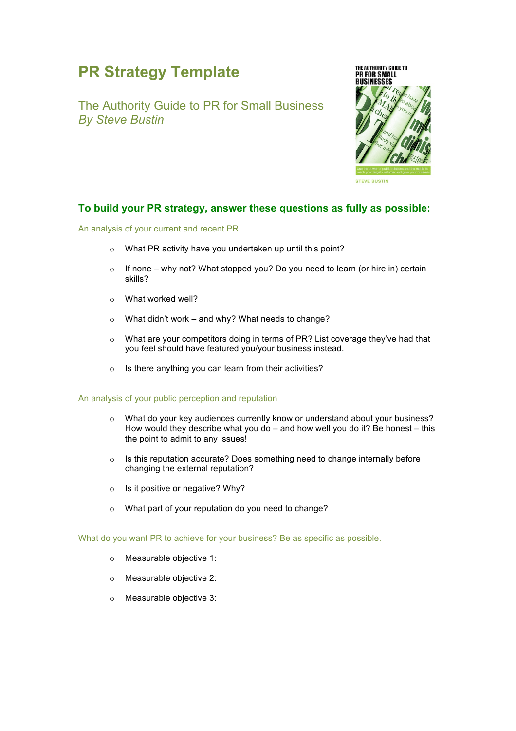# PR Strategy Template

## The Authority Guide to PR for Small Business
*By Steve Bustin*

## To build your PR strategy, answer these questions as fully as possible:

### An analysis of your current and recent PR

- What PR activity have you undertaken up until this point?
- If none – why not? What stopped you? Do you need to learn (or hire in) certain skills?
- What worked well?
- What didn't work – and why? What needs to change?
- What are your competitors doing in terms of PR? List coverage they've had that you feel should have featured you/your business instead.
- Is there anything you can learn from their activities?

### An analysis of your public perception and reputation

- What do your key audiences currently know or understand about your business? How would they describe what you do – and how well you do it? Be honest – this the point to admit to any issues!
- Is this reputation accurate? Does something need to change internally before changing the external reputation?
- Is it positive or negative? Why?
- What part of your reputation do you need to change?

### What do you want PR to achieve for your business? Be as specific as possible.

- Measurable objective 1:
- Measurable objective 2:
- Measurable objective 3: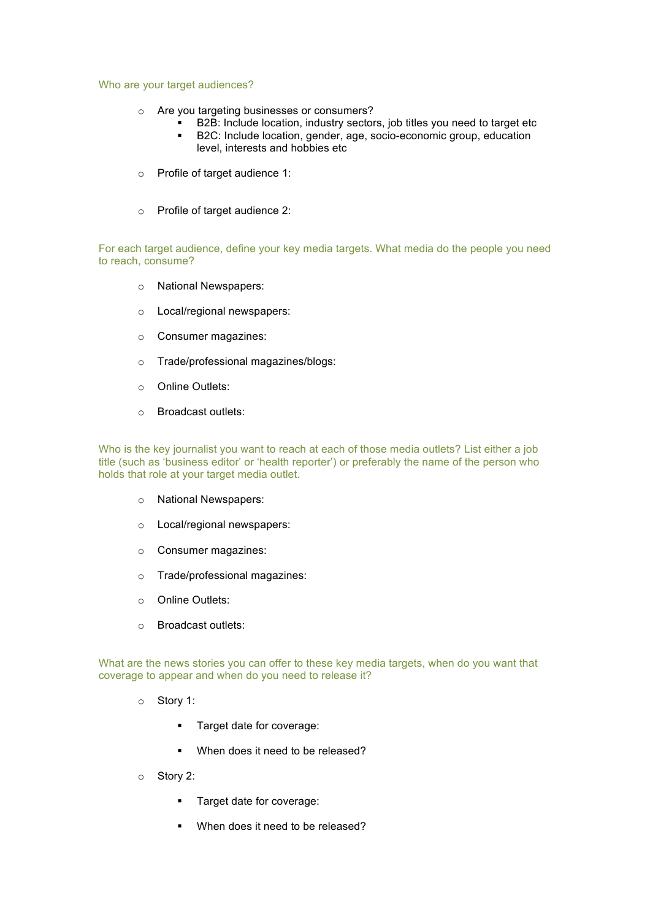### Who are your target audiences?

- Are you targeting businesses or consumers?
  - B2B: Include location, industry sectors, job titles you need to target etc
  - B2C: Include location, gender, age, socio-economic group, education level, interests and hobbies etc
- Profile of target audience 1:
- Profile of target audience 2:

### For each target audience, define your key media targets. What media do the people you need to reach, consume?

- National Newspapers:
- Local/regional newspapers:
- Consumer magazines:
- Trade/professional magazines/blogs:
- Online Outlets:
- Broadcast outlets:

### Who is the key journalist you want to reach at each of those media outlets? List either a job title (such as 'business editor' or 'health reporter') or preferably the name of the person who holds that role at your target media outlet.

- National Newspapers:
- Local/regional newspapers:
- Consumer magazines:
- Trade/professional magazines:
- Online Outlets:
- Broadcast outlets:

### What are the news stories you can offer to these key media targets, when do you want that coverage to appear and when do you need to release it?

- Story 1:
  - Target date for coverage:
  - When does it need to be released?
- Story 2:
  - Target date for coverage:
  - When does it need to be released?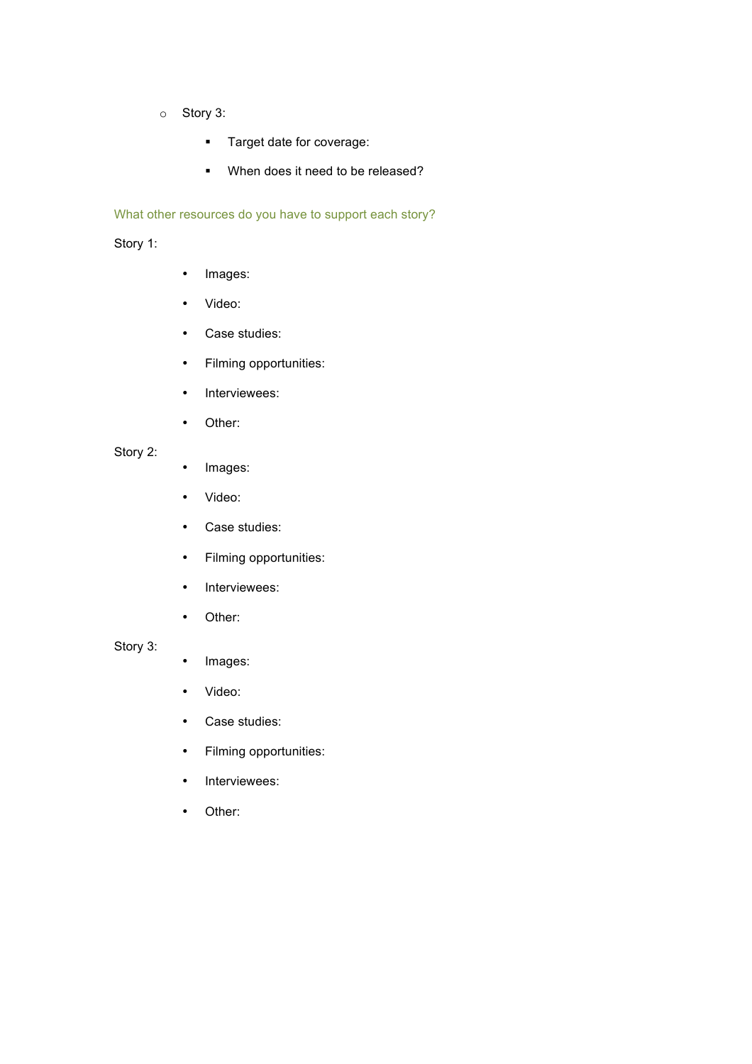- Story 3:
  - Target date for coverage:
  - When does it need to be released?

### What other resources do you have to support each story?

Story 1:

- Images:
- Video:
- Case studies:
- Filming opportunities:
- Interviewees:
- Other:

Story 2:

- Images:
- Video:
- Case studies:
- Filming opportunities:
- Interviewees:
- Other:

Story 3:

- Images:
- Video:
- Case studies:
- Filming opportunities:
- Interviewees:
- Other: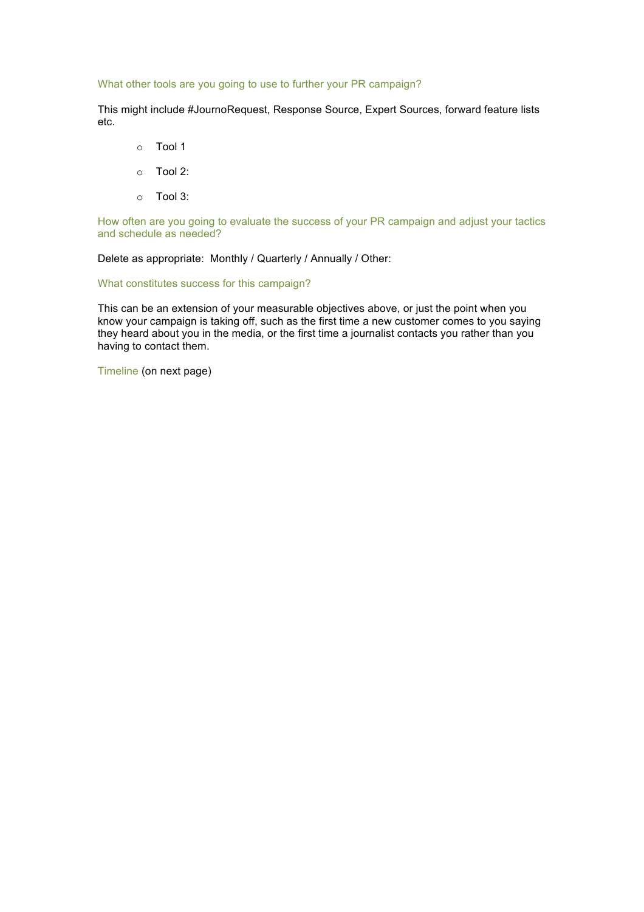### What other tools are you going to use to further your PR campaign?

This might include #JournoRequest, Response Source, Expert Sources, forward feature lists etc.

- Tool 1
- Tool 2:
- Tool 3:

### How often are you going to evaluate the success of your PR campaign and adjust your tactics and schedule as needed?

Delete as appropriate: Monthly / Quarterly / Annually / Other:

### What constitutes success for this campaign?

This can be an extension of your measurable objectives above, or just the point when you know your campaign is taking off, such as the first time a new customer comes to you saying they heard about you in the media, or the first time a journalist contacts you rather than you having to contact them.

Timeline (on next page)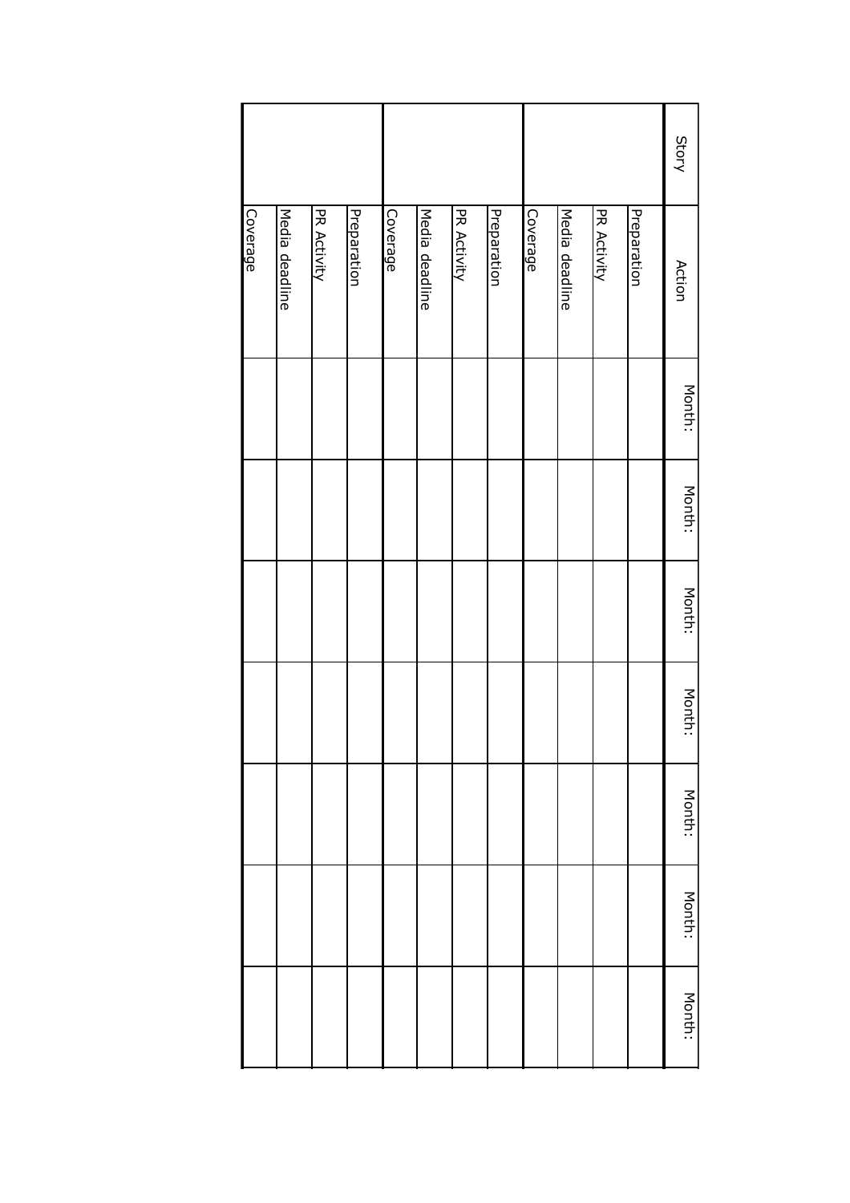| Story | Action | Month: | Month: | Month: | Month: | Month: | Month: | Month: |
|---|---|---|---|---|---|---|---|---|
| | Preparation | | | | | | | |
| | PR Activity | | | | | | | |
| | Media deadline | | | | | | | |
| | Coverage | | | | | | | |
| | Preparation | | | | | | | |
| | PR Activity | | | | | | | |
| | Media deadline | | | | | | | |
| | Coverage | | | | | | | |
| | Preparation | | | | | | | |
| | PR Activity | | | | | | | |
| | Media deadline | | | | | | | |
| | Coverage | | | | | | | |